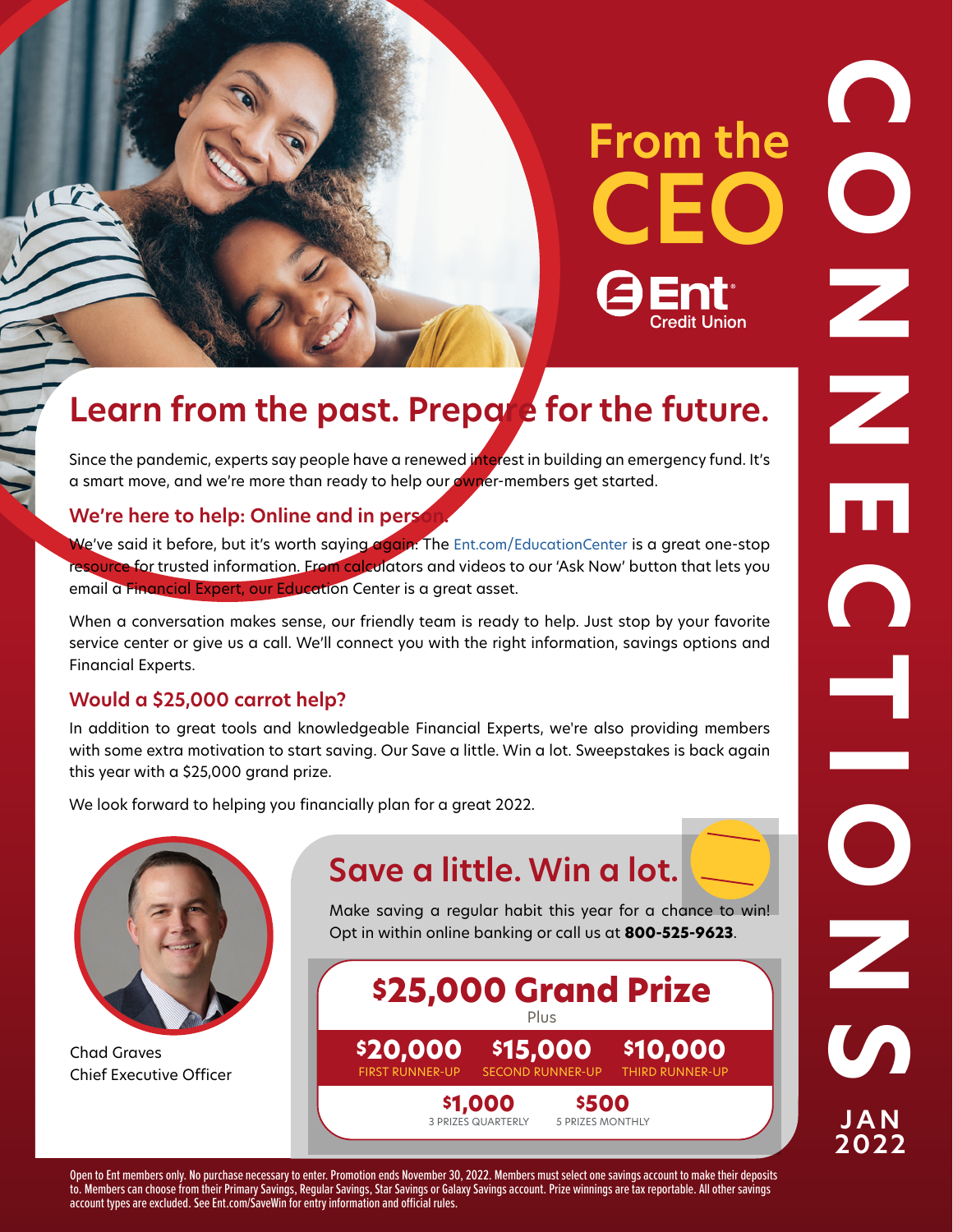# From the CEO

Ent Credit Union

CONNECTIONS JAN 2022

## Learn from the past. Prepare for the future.

Since the pandemic, experts say people have a renewed interest in building an emergency fund. It's a smart move, and we're more than ready to help our owner-members get started.

### We're here to help: Online and in person.

We've said it before, but it's worth saying again: The Ent.com/EducationCenter is a great one-stop resource for trusted information. From calculators and videos to our 'Ask Now' button that lets you email a Financial Expert, our Education Center is a great asset.

When a conversation makes sense, our friendly team is ready to help. Just stop by your favorite service center or give us a call. We'll connect you with the right information, savings options and Financial Experts.

### Would a $25,000 carrot help?

In addition to great tools and knowledgeable Financial Experts, we're also providing members with some extra motivation to start saving. Our Save a little. Win a lot. Sweepstakes is back again this year with a $25,000 grand prize.

We look forward to helping you financially plan for a great 2022.

Chad Graves
Chief Executive Officer

## Save a little. Win a lot.

Make saving a regular habit this year for a chance to win! Opt in within online banking or call us at **800-525-9623**.

**$25,000 Grand Prize**

Plus

| $20,000 | $15,000 | $10,000 |
|---|---|---|
| FIRST RUNNER-UP | SECOND RUNNER-UP | THIRD RUNNER-UP |

| $1,000 | $500 |
|---|---|
| 3 PRIZES QUARTERLY | 5 PRIZES MONTHLY |

Open to Ent members only. No purchase necessary to enter. Promotion ends November 30, 2022. Members must select one savings account to make their deposits to. Members can choose from their Primary Savings, Regular Savings, Star Savings or Galaxy Savings account. Prize winnings are tax reportable. All other savings account types are excluded. See Ent.com/SaveWin for entry information and official rules.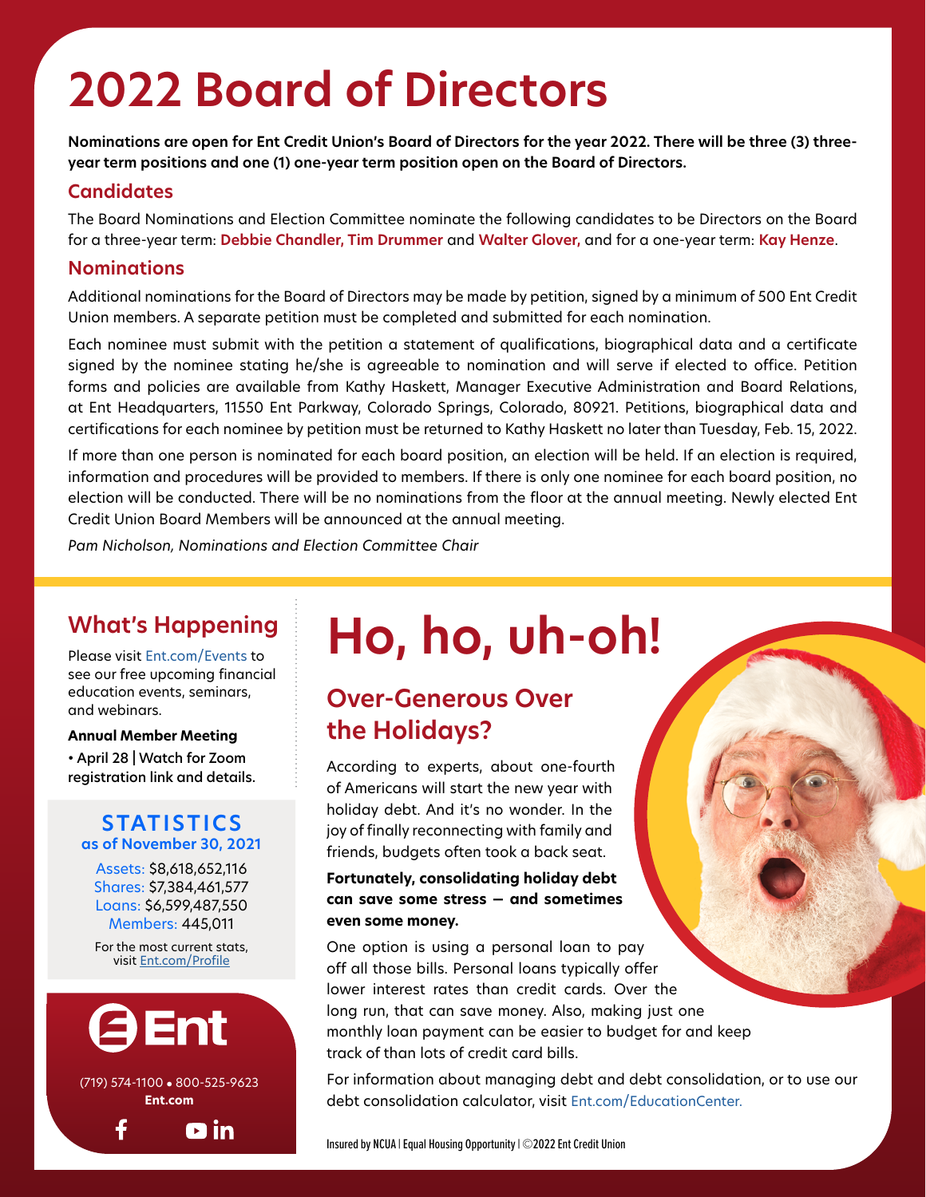# 2022 Board of Directors

**Nominations are open for Ent Credit Union's Board of Directors for the year 2022. There will be three (3) three-year term positions and one (1) one-year term position open on the Board of Directors.**

### Candidates

The Board Nominations and Election Committee nominate the following candidates to be Directors on the Board for a three-year term: **Debbie Chandler, Tim Drummer** and **Walter Glover,** and for a one-year term: **Kay Henze**.

### Nominations

Additional nominations for the Board of Directors may be made by petition, signed by a minimum of 500 Ent Credit Union members. A separate petition must be completed and submitted for each nomination.

Each nominee must submit with the petition a statement of qualifications, biographical data and a certificate signed by the nominee stating he/she is agreeable to nomination and will serve if elected to office. Petition forms and policies are available from Kathy Haskett, Manager Executive Administration and Board Relations, at Ent Headquarters, 11550 Ent Parkway, Colorado Springs, Colorado, 80921. Petitions, biographical data and certifications for each nominee by petition must be returned to Kathy Haskett no later than Tuesday, Feb. 15, 2022.

If more than one person is nominated for each board position, an election will be held. If an election is required, information and procedures will be provided to members. If there is only one nominee for each board position, no election will be conducted. There will be no nominations from the floor at the annual meeting. Newly elected Ent Credit Union Board Members will be announced at the annual meeting.

*Pam Nicholson, Nominations and Election Committee Chair*

## What's Happening

Please visit Ent.com/Events to see our free upcoming financial education events, seminars, and webinars.

**Annual Member Meeting**

- **April 28 | Watch for Zoom registration link and details.**

### STATISTICS
**as of November 30, 2021**

Assets: $8,618,652,116
Shares: $7,384,461,577
Loans: $6,599,487,550
Members: 445,011

For the most current stats, visit Ent.com/Profile

Ent

(719) 574-1100 • 800-525-9623
**Ent.com**

# Ho, ho, uh-oh!

## Over-Generous Over the Holidays?

According to experts, about one-fourth of Americans will start the new year with holiday debt. And it's no wonder. In the joy of finally reconnecting with family and friends, budgets often took a back seat.

**Fortunately, consolidating holiday debt can save some stress — and sometimes even some money.**

One option is using a personal loan to pay off all those bills. Personal loans typically offer lower interest rates than credit cards. Over the long run, that can save money. Also, making just one monthly loan payment can be easier to budget for and keep track of than lots of credit card bills.

For information about managing debt and debt consolidation, or to use our debt consolidation calculator, visit Ent.com/EducationCenter.

Insured by NCUA | Equal Housing Opportunity | ©2022 Ent Credit Union